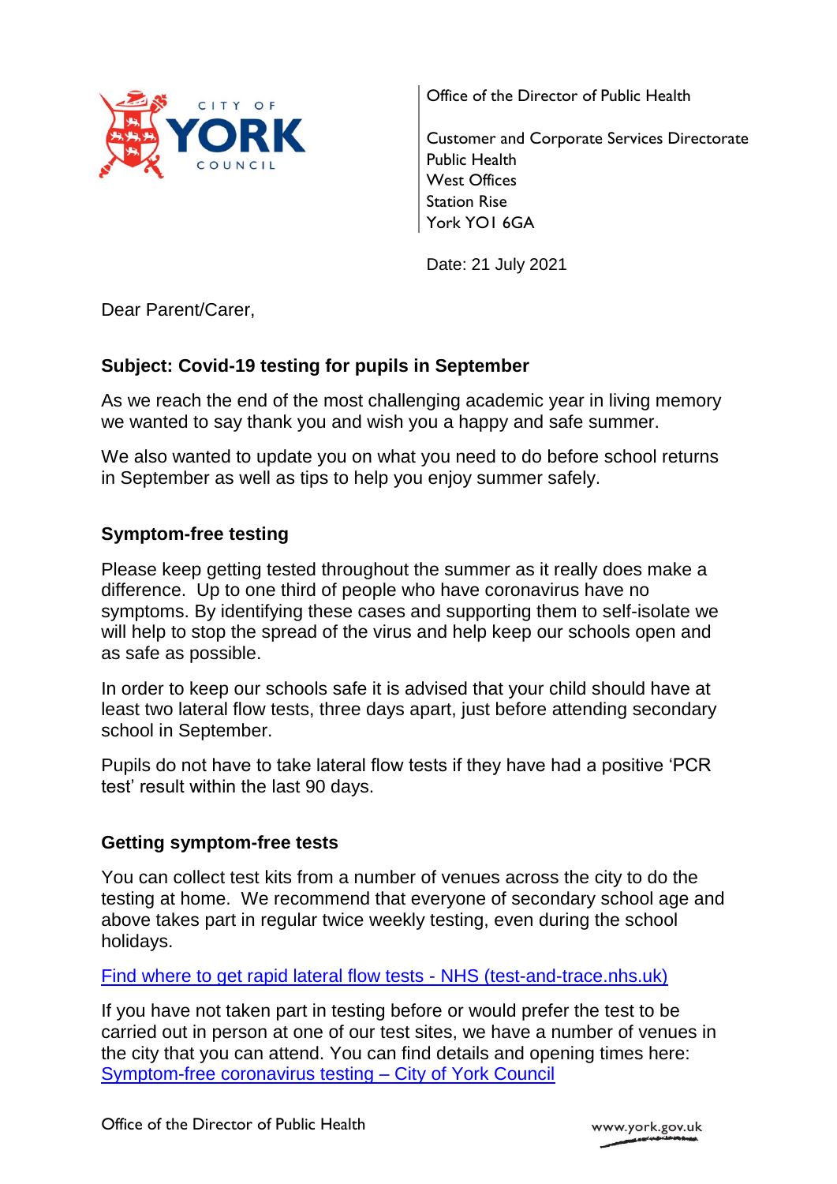CITY OF YORK COUNCIL

Office of the Director of Public Health

Customer and Corporate Services Directorate
Public Health
West Offices
Station Rise
York YO1 6GA

Date: 21 July 2021

Dear Parent/Carer,

**Subject: Covid-19 testing for pupils in September**

As we reach the end of the most challenging academic year in living memory we wanted to say thank you and wish you a happy and safe summer.

We also wanted to update you on what you need to do before school returns in September as well as tips to help you enjoy summer safely.

## Symptom-free testing

Please keep getting tested throughout the summer as it really does make a difference. Up to one third of people who have coronavirus have no symptoms. By identifying these cases and supporting them to self-isolate we will help to stop the spread of the virus and help keep our schools open and as safe as possible.

In order to keep our schools safe it is advised that your child should have at least two lateral flow tests, three days apart, just before attending secondary school in September.

Pupils do not have to take lateral flow tests if they have had a positive 'PCR test' result within the last 90 days.

## Getting symptom-free tests

You can collect test kits from a number of venues across the city to do the testing at home. We recommend that everyone of secondary school age and above takes part in regular twice weekly testing, even during the school holidays.

[Find where to get rapid lateral flow tests - NHS (test-and-trace.nhs.uk)]

If you have not taken part in testing before or would prefer the test to be carried out in person at one of our test sites, we have a number of venues in the city that you can attend. You can find details and opening times here: [Symptom-free coronavirus testing – City of York Council]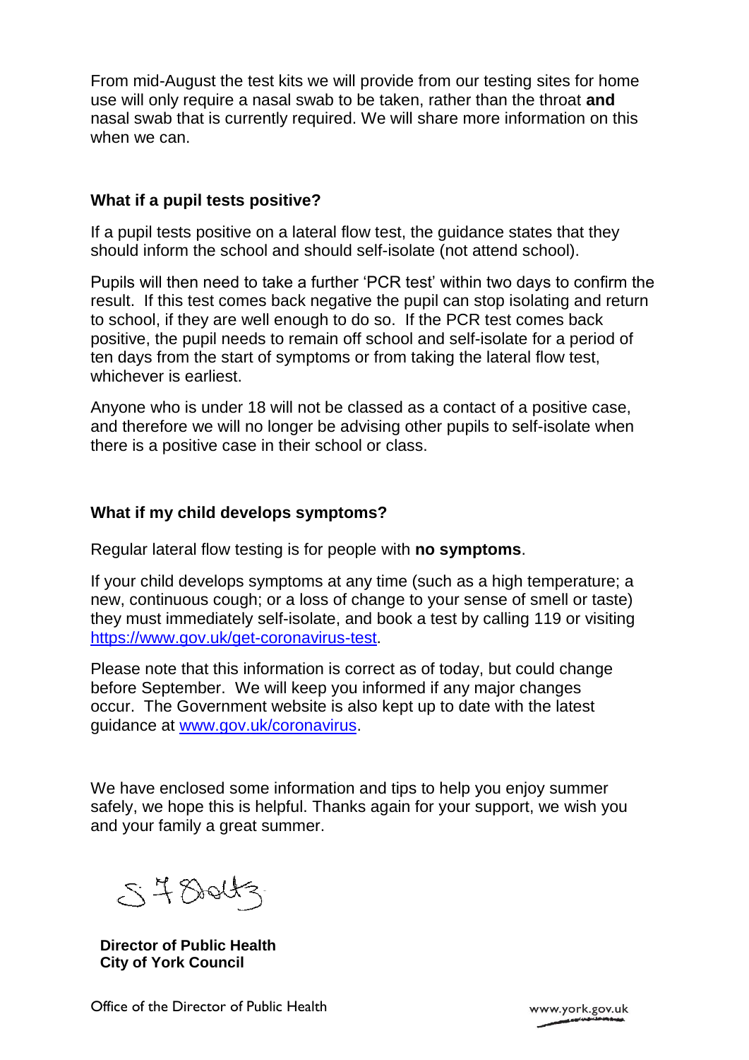From mid-August the test kits we will provide from our testing sites for home use will only require a nasal swab to be taken, rather than the throat **and** nasal swab that is currently required. We will share more information on this when we can.

**What if a pupil tests positive?**

If a pupil tests positive on a lateral flow test, the guidance states that they should inform the school and should self-isolate (not attend school).

Pupils will then need to take a further 'PCR test' within two days to confirm the result. If this test comes back negative the pupil can stop isolating and return to school, if they are well enough to do so. If the PCR test comes back positive, the pupil needs to remain off school and self-isolate for a period of ten days from the start of symptoms or from taking the lateral flow test, whichever is earliest.

Anyone who is under 18 will not be classed as a contact of a positive case, and therefore we will no longer be advising other pupils to self-isolate when there is a positive case in their school or class.

**What if my child develops symptoms?**

Regular lateral flow testing is for people with **no symptoms**.

If your child develops symptoms at any time (such as a high temperature; a new, continuous cough; or a loss of change to your sense of smell or taste) they must immediately self-isolate, and book a test by calling 119 or visiting [https://www.gov.uk/get-coronavirus-test](https://www.gov.uk/get-coronavirus-test).

Please note that this information is correct as of today, but could change before September. We will keep you informed if any major changes occur. The Government website is also kept up to date with the latest guidance at [www.gov.uk/coronavirus](http://www.gov.uk/coronavirus).

We have enclosed some information and tips to help you enjoy summer safely, we hope this is helpful. Thanks again for your support, we wish you and your family a great summer.

S 7 Balts

**Director of Public Health**
**City of York Council**

Office of the Director of Public Health

www.york.gov.uk